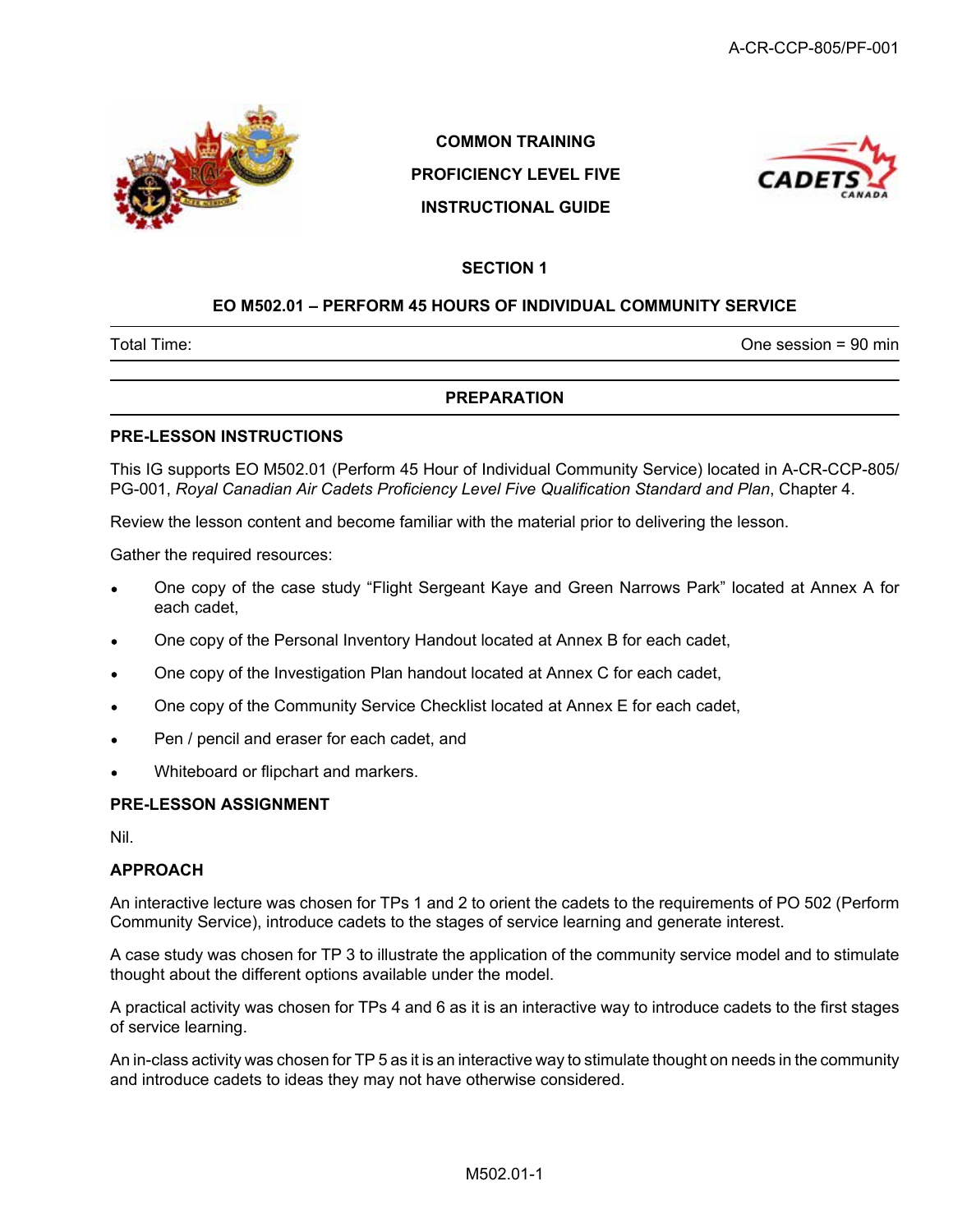COMMON TRAINING

PROFICIENCY LEVEL FIVE

INSTRUCTIONAL GUIDE

# SECTION 1

## EO M502.01 – PERFORM 45 HOURS OF INDIVIDUAL COMMUNITY SERVICE

| Total Time: | One session = 90 min |
|---|---|

## PREPARATION

### PRE-LESSON INSTRUCTIONS

This IG supports EO M502.01 (Perform 45 Hour of Individual Community Service) located in A-CR-CCP-805/PG-001, *Royal Canadian Air Cadets Proficiency Level Five Qualification Standard and Plan*, Chapter 4.

Review the lesson content and become familiar with the material prior to delivering the lesson.

Gather the required resources:

- One copy of the case study "Flight Sergeant Kaye and Green Narrows Park" located at Annex A for each cadet,
- One copy of the Personal Inventory Handout located at Annex B for each cadet,
- One copy of the Investigation Plan handout located at Annex C for each cadet,
- One copy of the Community Service Checklist located at Annex E for each cadet,
- Pen / pencil and eraser for each cadet, and
- Whiteboard or flipchart and markers.

### PRE-LESSON ASSIGNMENT

Nil.

### APPROACH

An interactive lecture was chosen for TPs 1 and 2 to orient the cadets to the requirements of PO 502 (Perform Community Service), introduce cadets to the stages of service learning and generate interest.

A case study was chosen for TP 3 to illustrate the application of the community service model and to stimulate thought about the different options available under the model.

A practical activity was chosen for TPs 4 and 6 as it is an interactive way to introduce cadets to the first stages of service learning.

An in-class activity was chosen for TP 5 as it is an interactive way to stimulate thought on needs in the community and introduce cadets to ideas they may not have otherwise considered.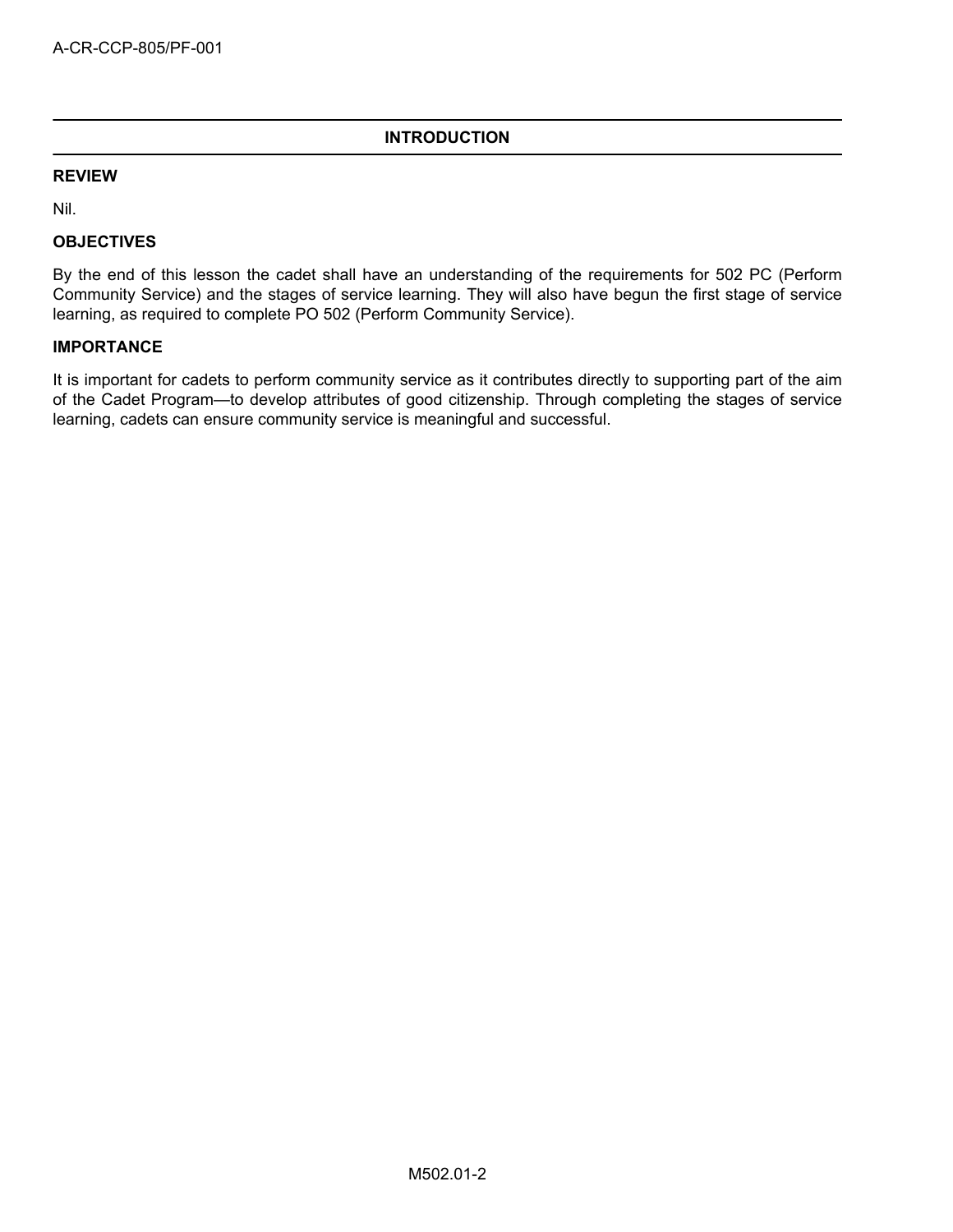## INTRODUCTION

### REVIEW

Nil.

### OBJECTIVES

By the end of this lesson the cadet shall have an understanding of the requirements for 502 PC (Perform Community Service) and the stages of service learning. They will also have begun the first stage of service learning, as required to complete PO 502 (Perform Community Service).

### IMPORTANCE

It is important for cadets to perform community service as it contributes directly to supporting part of the aim of the Cadet Program—to develop attributes of good citizenship. Through completing the stages of service learning, cadets can ensure community service is meaningful and successful.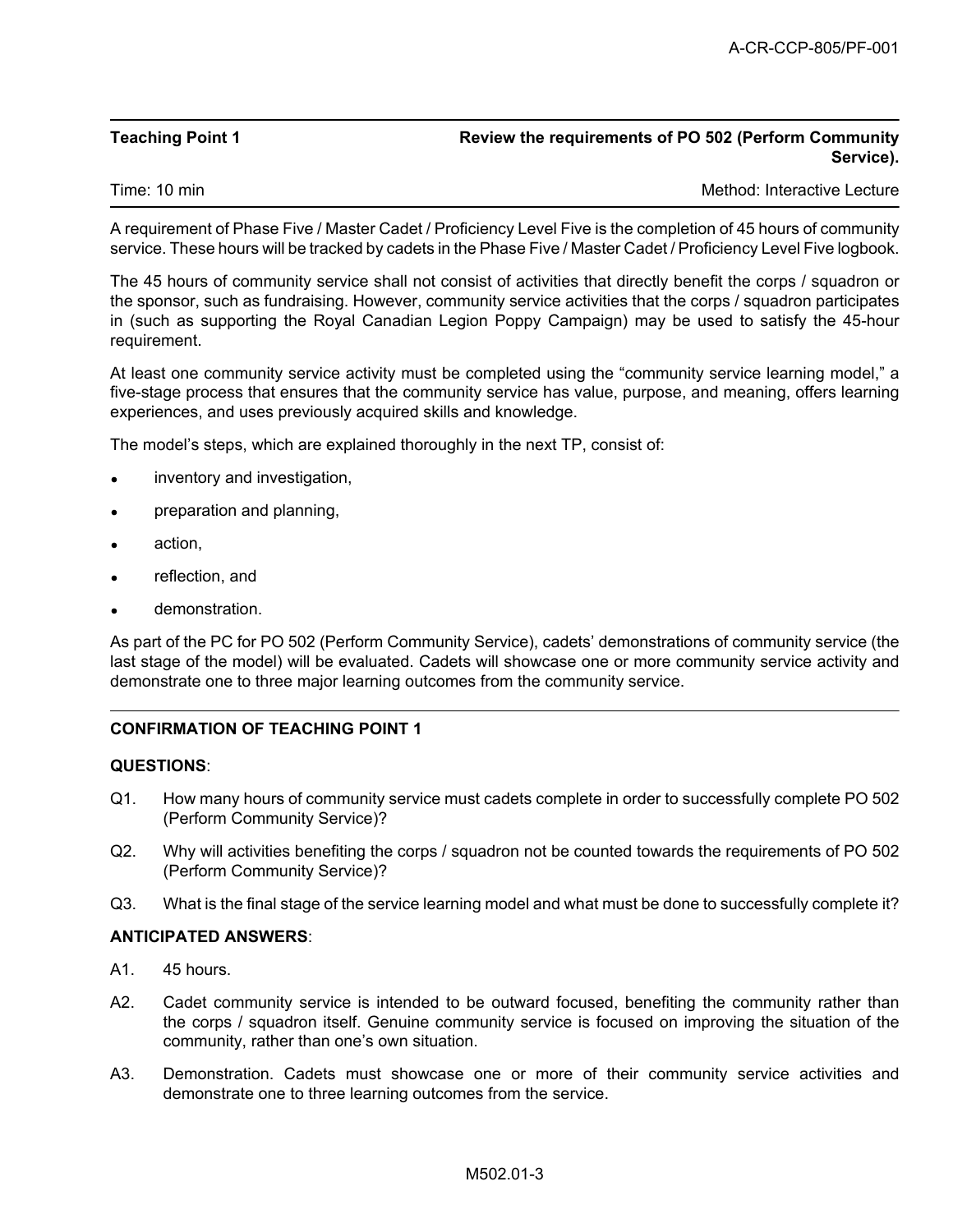**Teaching Point 1** | **Review the requirements of PO 502 (Perform Community Service).**

Time: 10 min | Method: Interactive Lecture

A requirement of Phase Five / Master Cadet / Proficiency Level Five is the completion of 45 hours of community service. These hours will be tracked by cadets in the Phase Five / Master Cadet / Proficiency Level Five logbook.

The 45 hours of community service shall not consist of activities that directly benefit the corps / squadron or the sponsor, such as fundraising. However, community service activities that the corps / squadron participates in (such as supporting the Royal Canadian Legion Poppy Campaign) may be used to satisfy the 45-hour requirement.

At least one community service activity must be completed using the "community service learning model," a five-stage process that ensures that the community service has value, purpose, and meaning, offers learning experiences, and uses previously acquired skills and knowledge.

The model's steps, which are explained thoroughly in the next TP, consist of:

- inventory and investigation,
- preparation and planning,
- action,
- reflection, and
- demonstration.

As part of the PC for PO 502 (Perform Community Service), cadets' demonstrations of community service (the last stage of the model) will be evaluated. Cadets will showcase one or more community service activity and demonstrate one to three major learning outcomes from the community service.

---

**CONFIRMATION OF TEACHING POINT 1**

**QUESTIONS**:

Q1. How many hours of community service must cadets complete in order to successfully complete PO 502 (Perform Community Service)?

Q2. Why will activities benefiting the corps / squadron not be counted towards the requirements of PO 502 (Perform Community Service)?

Q3. What is the final stage of the service learning model and what must be done to successfully complete it?

**ANTICIPATED ANSWERS**:

A1. 45 hours.

A2. Cadet community service is intended to be outward focused, benefiting the community rather than the corps / squadron itself. Genuine community service is focused on improving the situation of the community, rather than one's own situation.

A3. Demonstration. Cadets must showcase one or more of their community service activities and demonstrate one to three learning outcomes from the service.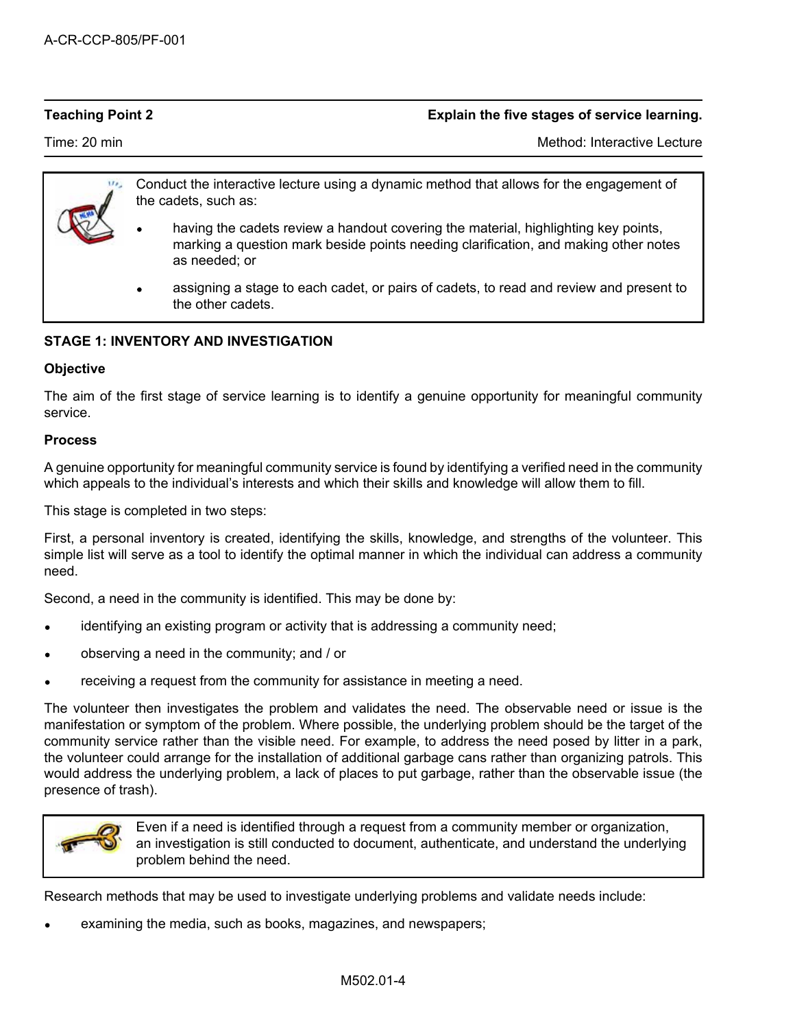**Teaching Point 2** **Explain the five stages of service learning.**

Time: 20 min Method: Interactive Lecture

> Conduct the interactive lecture using a dynamic method that allows for the engagement of the cadets, such as:
>
> - having the cadets review a handout covering the material, highlighting key points, marking a question mark beside points needing clarification, and making other notes as needed; or
> - assigning a stage to each cadet, or pairs of cadets, to read and review and present to the other cadets.

**STAGE 1: INVENTORY AND INVESTIGATION**

**Objective**

The aim of the first stage of service learning is to identify a genuine opportunity for meaningful community service.

**Process**

A genuine opportunity for meaningful community service is found by identifying a verified need in the community which appeals to the individual's interests and which their skills and knowledge will allow them to fill.

This stage is completed in two steps:

First, a personal inventory is created, identifying the skills, knowledge, and strengths of the volunteer. This simple list will serve as a tool to identify the optimal manner in which the individual can address a community need.

Second, a need in the community is identified. This may be done by:

- identifying an existing program or activity that is addressing a community need;
- observing a need in the community; and / or
- receiving a request from the community for assistance in meeting a need.

The volunteer then investigates the problem and validates the need. The observable need or issue is the manifestation or symptom of the problem. Where possible, the underlying problem should be the target of the community service rather than the visible need. For example, to address the need posed by litter in a park, the volunteer could arrange for the installation of additional garbage cans rather than organizing patrols. This would address the underlying problem, a lack of places to put garbage, rather than the observable issue (the presence of trash).

> Even if a need is identified through a request from a community member or organization, an investigation is still conducted to document, authenticate, and understand the underlying problem behind the need.

Research methods that may be used to investigate underlying problems and validate needs include:

- examining the media, such as books, magazines, and newspapers;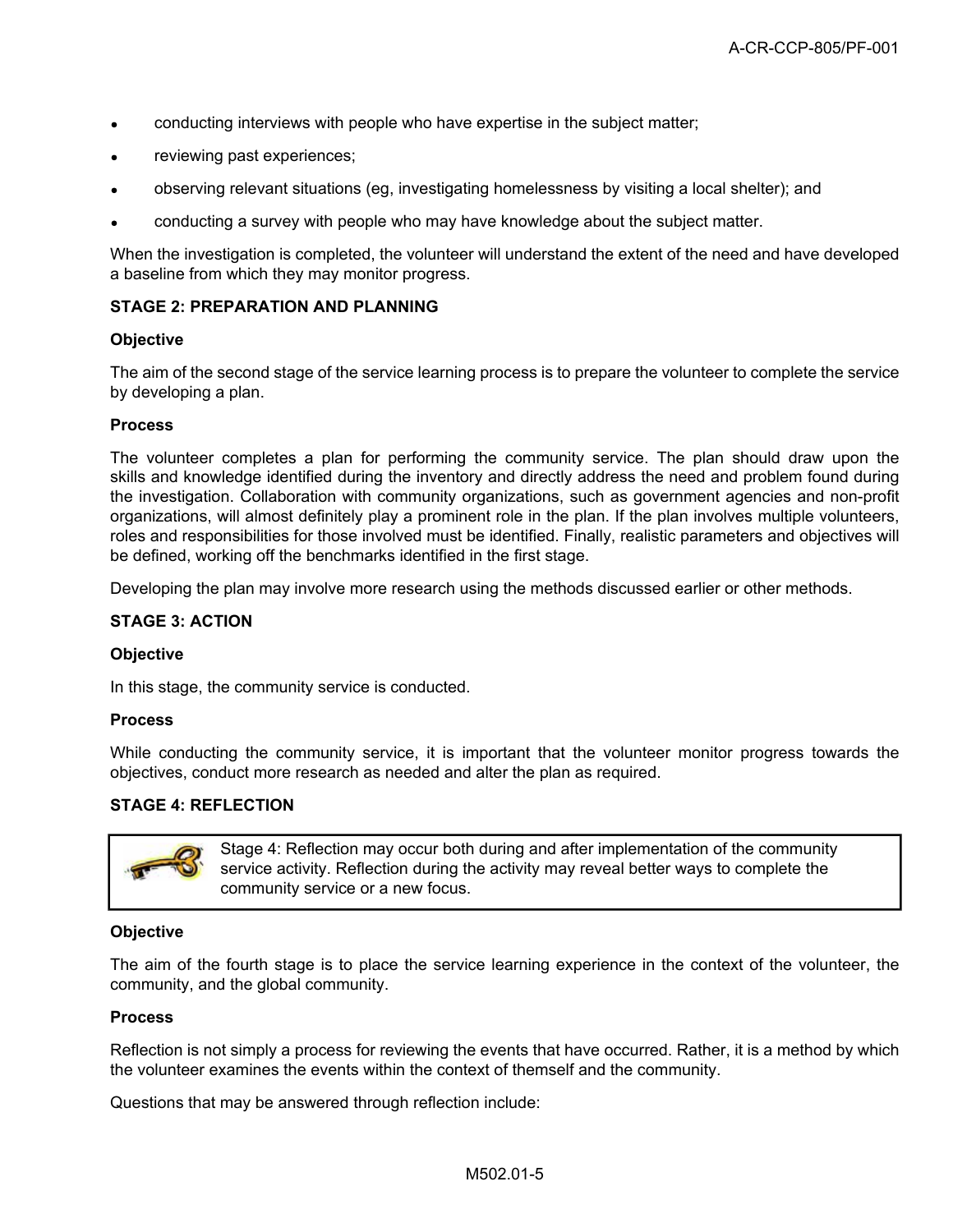- conducting interviews with people who have expertise in the subject matter;
- reviewing past experiences;
- observing relevant situations (eg, investigating homelessness by visiting a local shelter); and
- conducting a survey with people who may have knowledge about the subject matter.

When the investigation is completed, the volunteer will understand the extent of the need and have developed a baseline from which they may monitor progress.

**STAGE 2: PREPARATION AND PLANNING**

**Objective**

The aim of the second stage of the service learning process is to prepare the volunteer to complete the service by developing a plan.

**Process**

The volunteer completes a plan for performing the community service. The plan should draw upon the skills and knowledge identified during the inventory and directly address the need and problem found during the investigation. Collaboration with community organizations, such as government agencies and non-profit organizations, will almost definitely play a prominent role in the plan. If the plan involves multiple volunteers, roles and responsibilities for those involved must be identified. Finally, realistic parameters and objectives will be defined, working off the benchmarks identified in the first stage.

Developing the plan may involve more research using the methods discussed earlier or other methods.

**STAGE 3: ACTION**

**Objective**

In this stage, the community service is conducted.

**Process**

While conducting the community service, it is important that the volunteer monitor progress towards the objectives, conduct more research as needed and alter the plan as required.

**STAGE 4: REFLECTION**

> Stage 4: Reflection may occur both during and after implementation of the community service activity. Reflection during the activity may reveal better ways to complete the community service or a new focus.

**Objective**

The aim of the fourth stage is to place the service learning experience in the context of the volunteer, the community, and the global community.

**Process**

Reflection is not simply a process for reviewing the events that have occurred. Rather, it is a method by which the volunteer examines the events within the context of themself and the community.

Questions that may be answered through reflection include: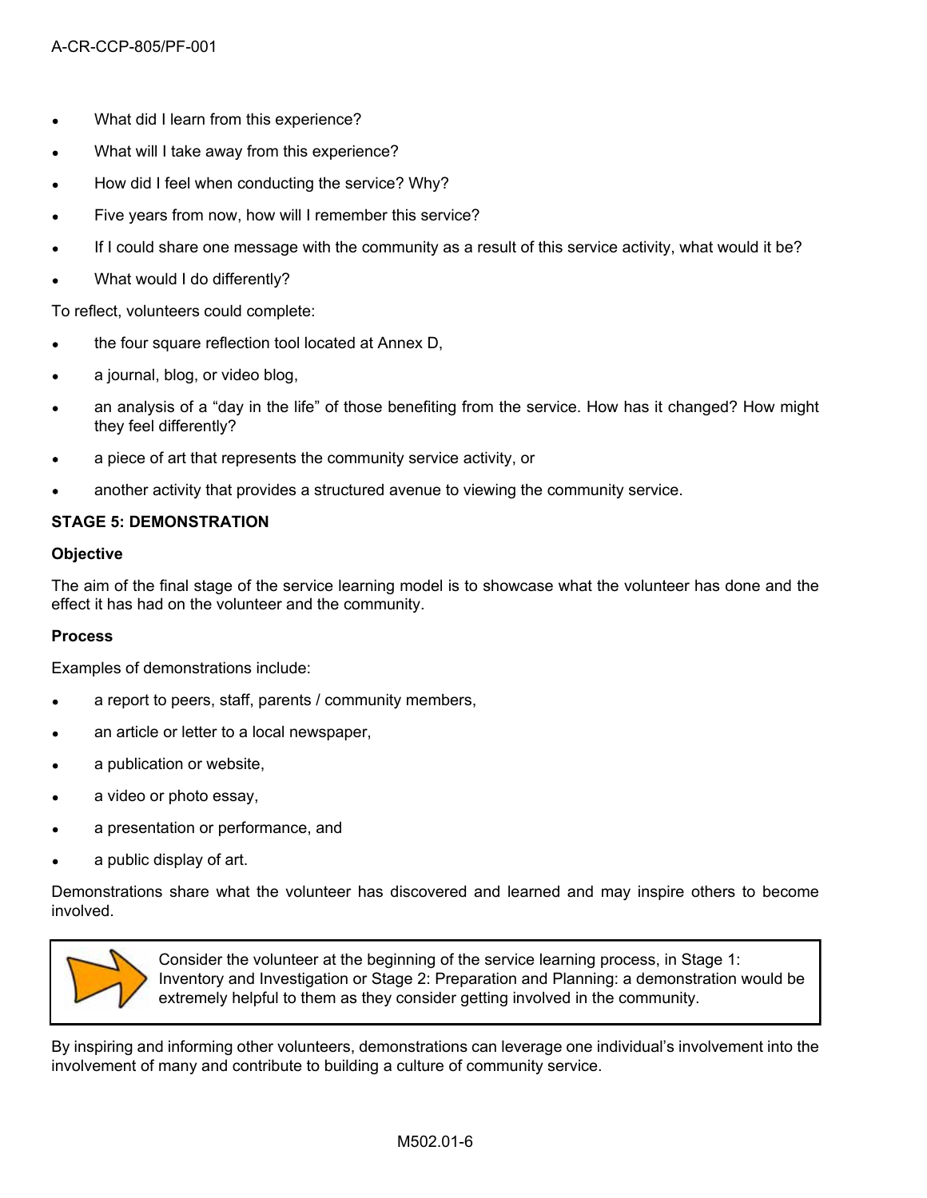- What did I learn from this experience?
- What will I take away from this experience?
- How did I feel when conducting the service? Why?
- Five years from now, how will I remember this service?
- If I could share one message with the community as a result of this service activity, what would it be?
- What would I do differently?

To reflect, volunteers could complete:

- the four square reflection tool located at Annex D,
- a journal, blog, or video blog,
- an analysis of a "day in the life" of those benefiting from the service. How has it changed? How might they feel differently?
- a piece of art that represents the community service activity, or
- another activity that provides a structured avenue to viewing the community service.

**STAGE 5: DEMONSTRATION**

**Objective**

The aim of the final stage of the service learning model is to showcase what the volunteer has done and the effect it has had on the volunteer and the community.

**Process**

Examples of demonstrations include:

- a report to peers, staff, parents / community members,
- an article or letter to a local newspaper,
- a publication or website,
- a video or photo essay,
- a presentation or performance, and
- a public display of art.

Demonstrations share what the volunteer has discovered and learned and may inspire others to become involved.

> Consider the volunteer at the beginning of the service learning process, in Stage 1: Inventory and Investigation or Stage 2: Preparation and Planning: a demonstration would be extremely helpful to them as they consider getting involved in the community.

By inspiring and informing other volunteers, demonstrations can leverage one individual's involvement into the involvement of many and contribute to building a culture of community service.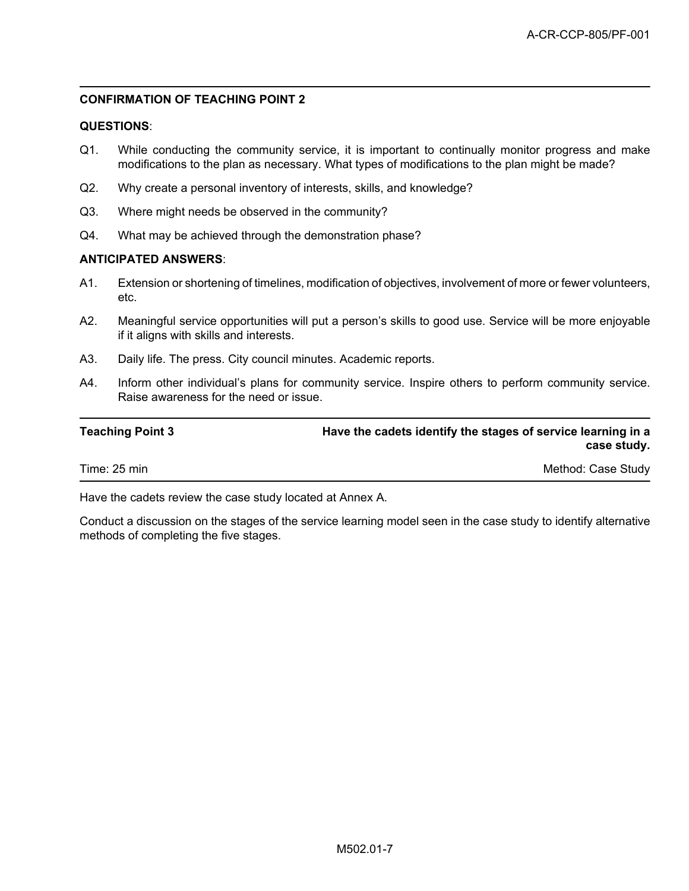**CONFIRMATION OF TEACHING POINT 2**

**QUESTIONS**:

Q1. While conducting the community service, it is important to continually monitor progress and make modifications to the plan as necessary. What types of modifications to the plan might be made?

Q2. Why create a personal inventory of interests, skills, and knowledge?

Q3. Where might needs be observed in the community?

Q4. What may be achieved through the demonstration phase?

**ANTICIPATED ANSWERS**:

A1. Extension or shortening of timelines, modification of objectives, involvement of more or fewer volunteers, etc.

A2. Meaningful service opportunities will put a person's skills to good use. Service will be more enjoyable if it aligns with skills and interests.

A3. Daily life. The press. City council minutes. Academic reports.

A4. Inform other individual's plans for community service. Inspire others to perform community service. Raise awareness for the need or issue.

| Teaching Point 3 | Have the cadets identify the stages of service learning in a case study. |
|---|---|
| Time: 25 min | Method: Case Study |

Have the cadets review the case study located at Annex A.

Conduct a discussion on the stages of the service learning model seen in the case study to identify alternative methods of completing the five stages.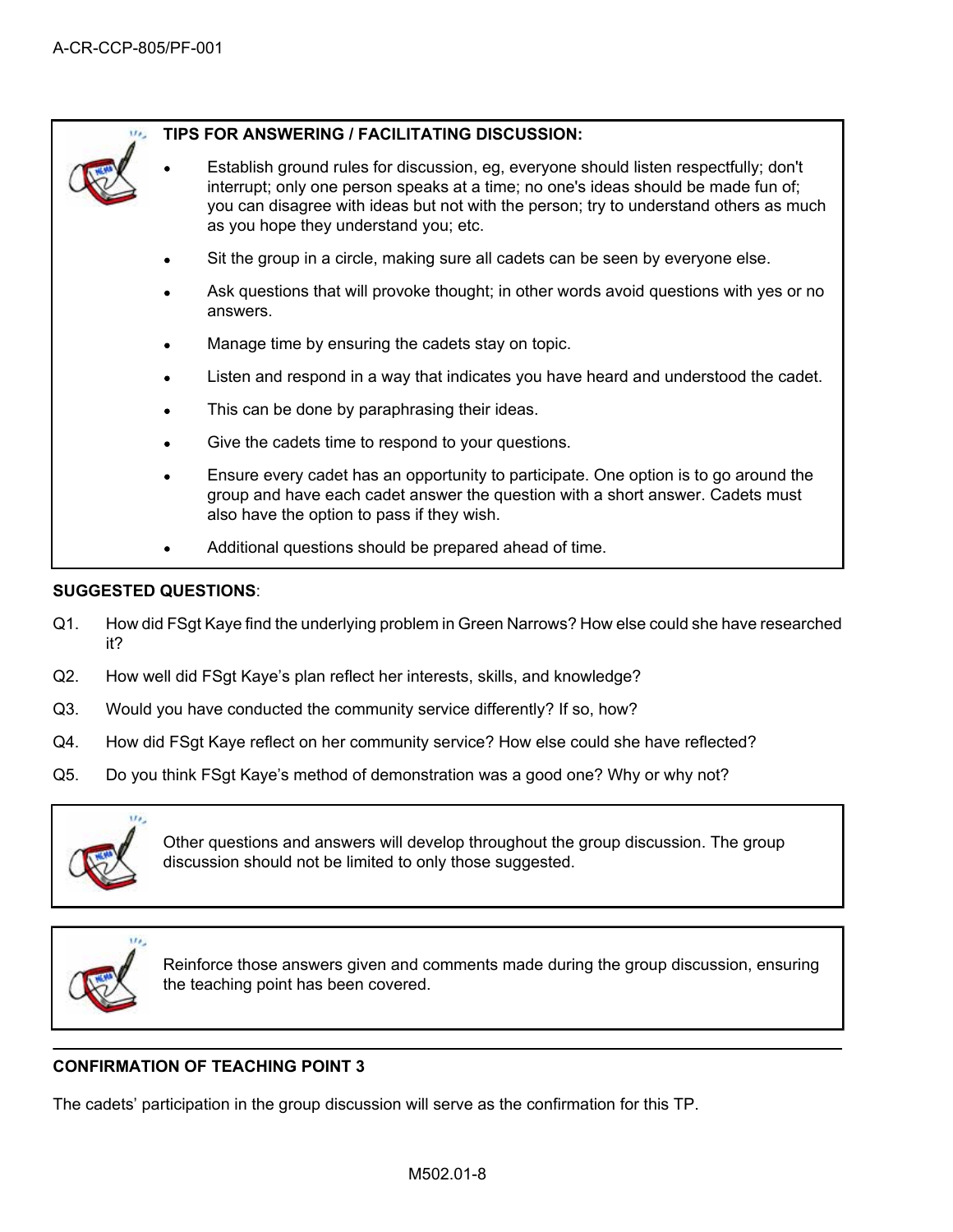**TIPS FOR ANSWERING / FACILITATING DISCUSSION:**

- Establish ground rules for discussion, eg, everyone should listen respectfully; don't interrupt; only one person speaks at a time; no one's ideas should be made fun of; you can disagree with ideas but not with the person; try to understand others as much as you hope they understand you; etc.
- Sit the group in a circle, making sure all cadets can be seen by everyone else.
- Ask questions that will provoke thought; in other words avoid questions with yes or no answers.
- Manage time by ensuring the cadets stay on topic.
- Listen and respond in a way that indicates you have heard and understood the cadet.
- This can be done by paraphrasing their ideas.
- Give the cadets time to respond to your questions.
- Ensure every cadet has an opportunity to participate. One option is to go around the group and have each cadet answer the question with a short answer. Cadets must also have the option to pass if they wish.
- Additional questions should be prepared ahead of time.

**SUGGESTED QUESTIONS**:

Q1. How did FSgt Kaye find the underlying problem in Green Narrows? How else could she have researched it?

Q2. How well did FSgt Kaye's plan reflect her interests, skills, and knowledge?

Q3. Would you have conducted the community service differently? If so, how?

Q4. How did FSgt Kaye reflect on her community service? How else could she have reflected?

Q5. Do you think FSgt Kaye's method of demonstration was a good one? Why or why not?

Other questions and answers will develop throughout the group discussion. The group discussion should not be limited to only those suggested.

Reinforce those answers given and comments made during the group discussion, ensuring the teaching point has been covered.

**CONFIRMATION OF TEACHING POINT 3**

The cadets' participation in the group discussion will serve as the confirmation for this TP.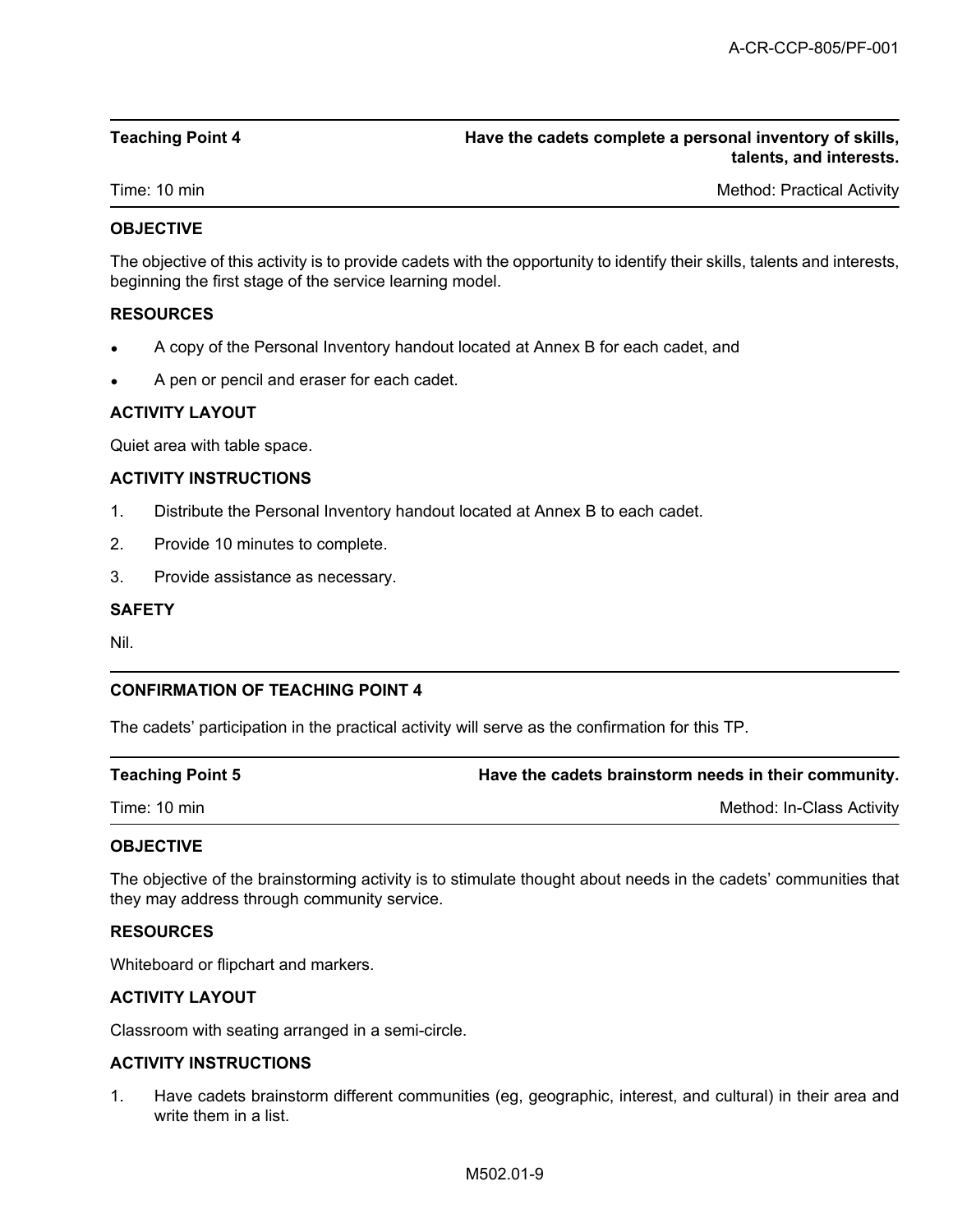**Teaching Point 4** **Have the cadets complete a personal inventory of skills, talents, and interests.**

Time: 10 min Method: Practical Activity

**OBJECTIVE**

The objective of this activity is to provide cadets with the opportunity to identify their skills, talents and interests, beginning the first stage of the service learning model.

**RESOURCES**

- A copy of the Personal Inventory handout located at Annex B for each cadet, and
- A pen or pencil and eraser for each cadet.

**ACTIVITY LAYOUT**

Quiet area with table space.

**ACTIVITY INSTRUCTIONS**

1. Distribute the Personal Inventory handout located at Annex B to each cadet.
2. Provide 10 minutes to complete.
3. Provide assistance as necessary.

**SAFETY**

Nil.

**CONFIRMATION OF TEACHING POINT 4**

The cadets' participation in the practical activity will serve as the confirmation for this TP.

**Teaching Point 5** **Have the cadets brainstorm needs in their community.**

Time: 10 min Method: In-Class Activity

**OBJECTIVE**

The objective of the brainstorming activity is to stimulate thought about needs in the cadets' communities that they may address through community service.

**RESOURCES**

Whiteboard or flipchart and markers.

**ACTIVITY LAYOUT**

Classroom with seating arranged in a semi-circle.

**ACTIVITY INSTRUCTIONS**

1. Have cadets brainstorm different communities (eg, geographic, interest, and cultural) in their area and write them in a list.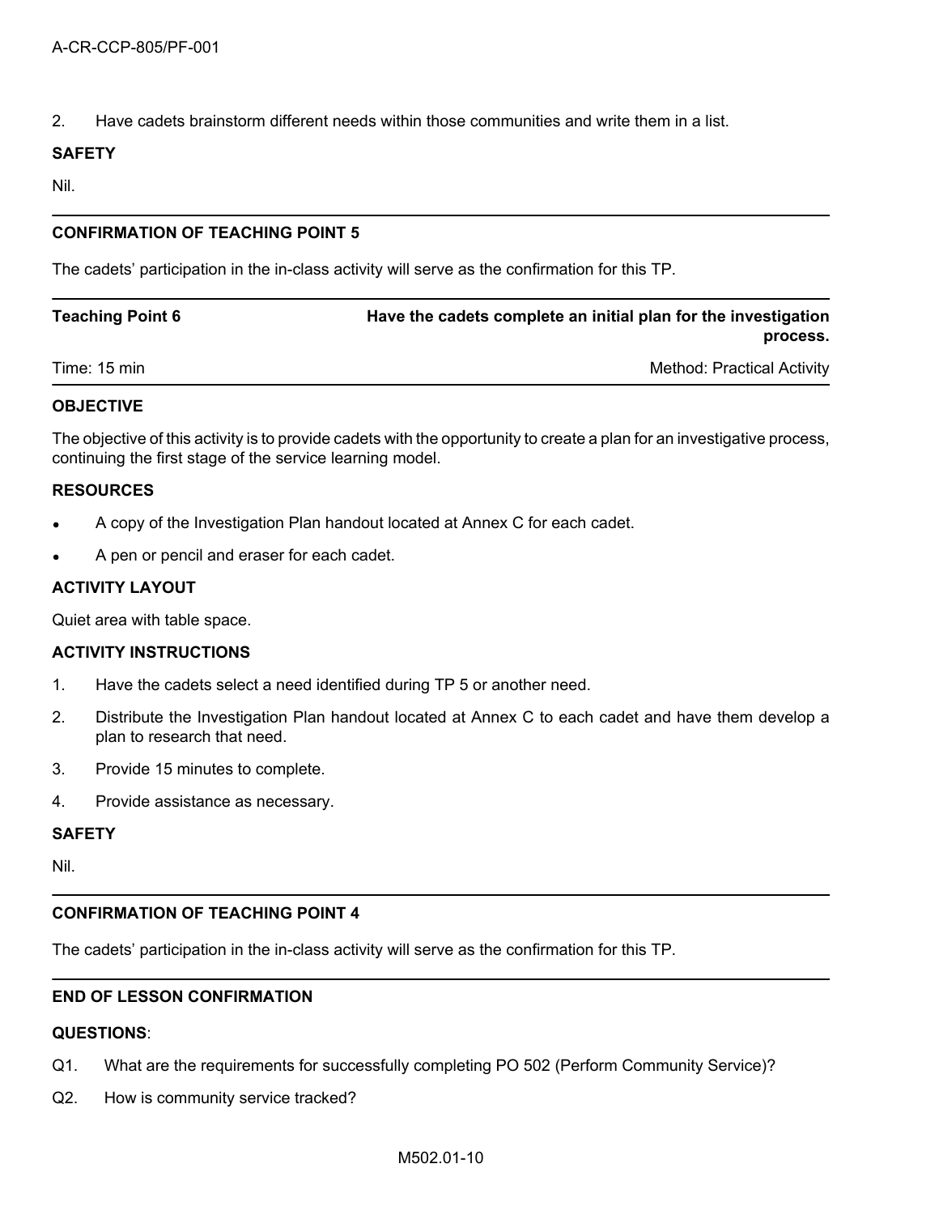2. Have cadets brainstorm different needs within those communities and write them in a list.

**SAFETY**

Nil.

---

**CONFIRMATION OF TEACHING POINT 5**

The cadets' participation in the in-class activity will serve as the confirmation for this TP.

---

| **Teaching Point 6** | **Have the cadets complete an initial plan for the investigation process.** |
|---|---|
| Time: 15 min | Method: Practical Activity |

**OBJECTIVE**

The objective of this activity is to provide cadets with the opportunity to create a plan for an investigative process, continuing the first stage of the service learning model.

**RESOURCES**

- A copy of the Investigation Plan handout located at Annex C for each cadet.
- A pen or pencil and eraser for each cadet.

**ACTIVITY LAYOUT**

Quiet area with table space.

**ACTIVITY INSTRUCTIONS**

1. Have the cadets select a need identified during TP 5 or another need.
2. Distribute the Investigation Plan handout located at Annex C to each cadet and have them develop a plan to research that need.
3. Provide 15 minutes to complete.
4. Provide assistance as necessary.

**SAFETY**

Nil.

---

**CONFIRMATION OF TEACHING POINT 4**

The cadets' participation in the in-class activity will serve as the confirmation for this TP.

---

**END OF LESSON CONFIRMATION**

**QUESTIONS**:

Q1. What are the requirements for successfully completing PO 502 (Perform Community Service)?

Q2. How is community service tracked?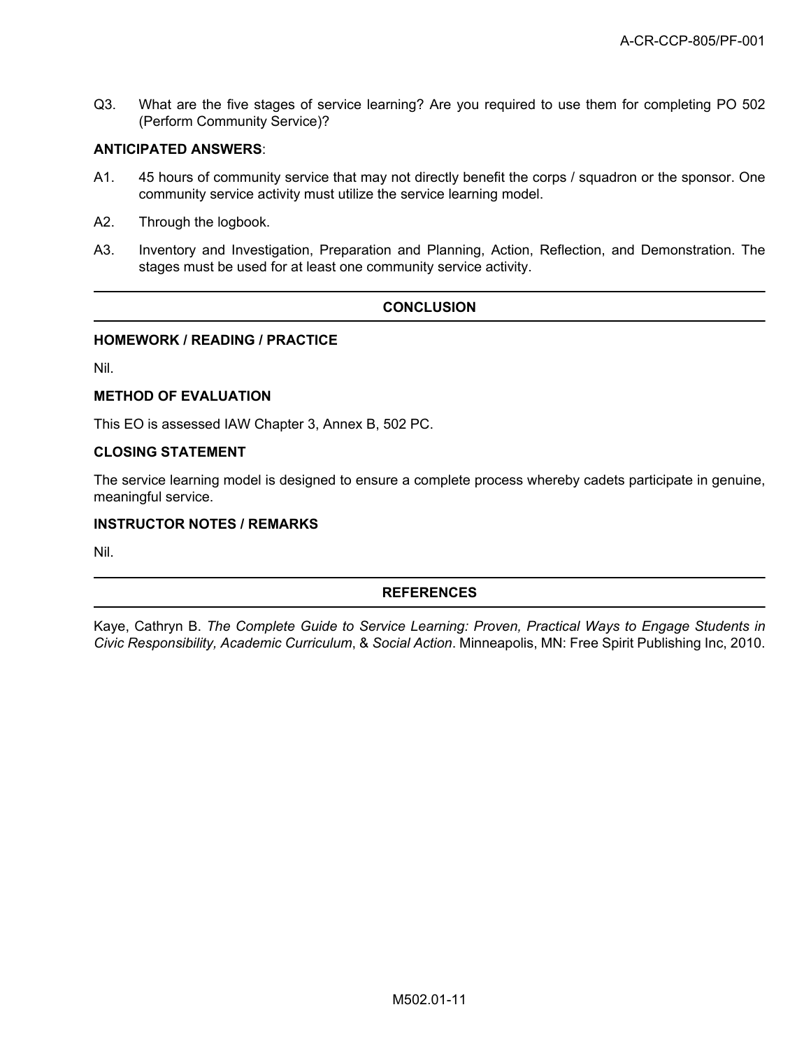Q3. What are the five stages of service learning? Are you required to use them for completing PO 502 (Perform Community Service)?

**ANTICIPATED ANSWERS**:

A1. 45 hours of community service that may not directly benefit the corps / squadron or the sponsor. One community service activity must utilize the service learning model.

A2. Through the logbook.

A3. Inventory and Investigation, Preparation and Planning, Action, Reflection, and Demonstration. The stages must be used for at least one community service activity.

## CONCLUSION

### HOMEWORK / READING / PRACTICE

Nil.

### METHOD OF EVALUATION

This EO is assessed IAW Chapter 3, Annex B, 502 PC.

### CLOSING STATEMENT

The service learning model is designed to ensure a complete process whereby cadets participate in genuine, meaningful service.

### INSTRUCTOR NOTES / REMARKS

Nil.

## REFERENCES

Kaye, Cathryn B. *The Complete Guide to Service Learning: Proven, Practical Ways to Engage Students in Civic Responsibility, Academic Curriculum*, & *Social Action*. Minneapolis, MN: Free Spirit Publishing Inc, 2010.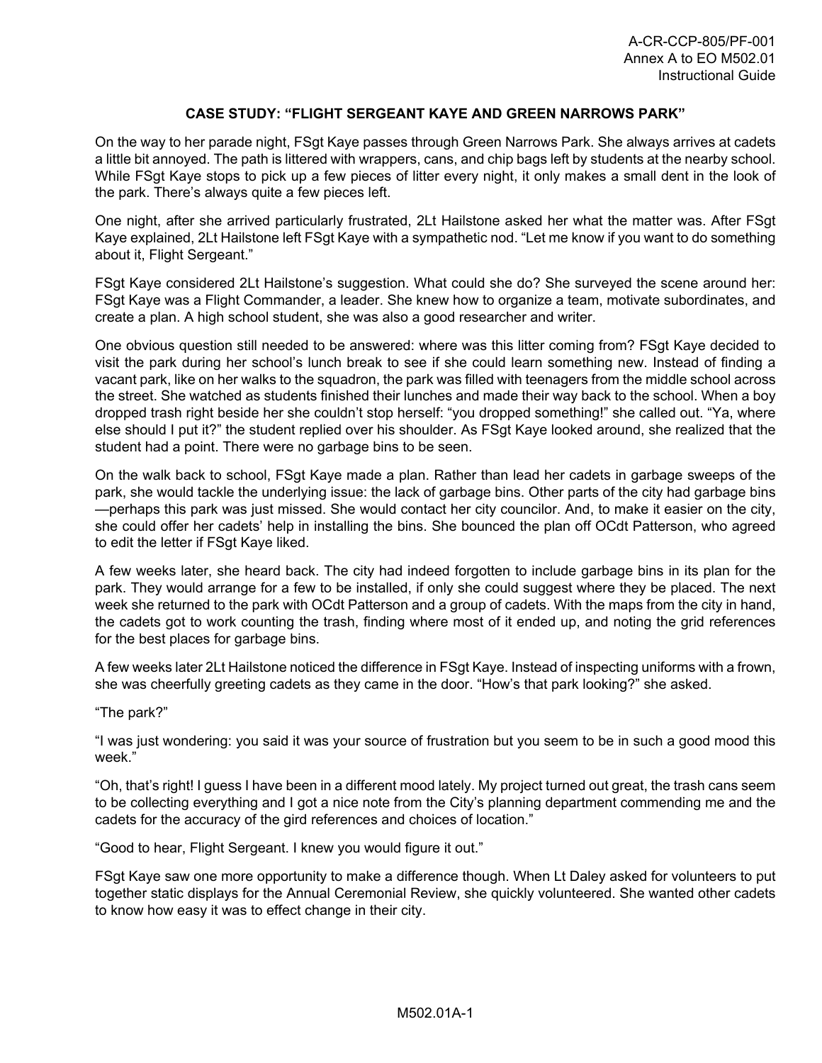## CASE STUDY: "FLIGHT SERGEANT KAYE AND GREEN NARROWS PARK"

On the way to her parade night, FSgt Kaye passes through Green Narrows Park. She always arrives at cadets a little bit annoyed. The path is littered with wrappers, cans, and chip bags left by students at the nearby school. While FSgt Kaye stops to pick up a few pieces of litter every night, it only makes a small dent in the look of the park. There's always quite a few pieces left.

One night, after she arrived particularly frustrated, 2Lt Hailstone asked her what the matter was. After FSgt Kaye explained, 2Lt Hailstone left FSgt Kaye with a sympathetic nod. "Let me know if you want to do something about it, Flight Sergeant."

FSgt Kaye considered 2Lt Hailstone's suggestion. What could she do? She surveyed the scene around her: FSgt Kaye was a Flight Commander, a leader. She knew how to organize a team, motivate subordinates, and create a plan. A high school student, she was also a good researcher and writer.

One obvious question still needed to be answered: where was this litter coming from? FSgt Kaye decided to visit the park during her school's lunch break to see if she could learn something new. Instead of finding a vacant park, like on her walks to the squadron, the park was filled with teenagers from the middle school across the street. She watched as students finished their lunches and made their way back to the school. When a boy dropped trash right beside her she couldn't stop herself: "you dropped something!" she called out. "Ya, where else should I put it?" the student replied over his shoulder. As FSgt Kaye looked around, she realized that the student had a point. There were no garbage bins to be seen.

On the walk back to school, FSgt Kaye made a plan. Rather than lead her cadets in garbage sweeps of the park, she would tackle the underlying issue: the lack of garbage bins. Other parts of the city had garbage bins—perhaps this park was just missed. She would contact her city councilor. And, to make it easier on the city, she could offer her cadets' help in installing the bins. She bounced the plan off OCdt Patterson, who agreed to edit the letter if FSgt Kaye liked.

A few weeks later, she heard back. The city had indeed forgotten to include garbage bins in its plan for the park. They would arrange for a few to be installed, if only she could suggest where they be placed. The next week she returned to the park with OCdt Patterson and a group of cadets. With the maps from the city in hand, the cadets got to work counting the trash, finding where most of it ended up, and noting the grid references for the best places for garbage bins.

A few weeks later 2Lt Hailstone noticed the difference in FSgt Kaye. Instead of inspecting uniforms with a frown, she was cheerfully greeting cadets as they came in the door. "How's that park looking?" she asked.

"The park?"

"I was just wondering: you said it was your source of frustration but you seem to be in such a good mood this week."

"Oh, that's right! I guess I have been in a different mood lately. My project turned out great, the trash cans seem to be collecting everything and I got a nice note from the City's planning department commending me and the cadets for the accuracy of the gird references and choices of location."

"Good to hear, Flight Sergeant. I knew you would figure it out."

FSgt Kaye saw one more opportunity to make a difference though. When Lt Daley asked for volunteers to put together static displays for the Annual Ceremonial Review, she quickly volunteered. She wanted other cadets to know how easy it was to effect change in their city.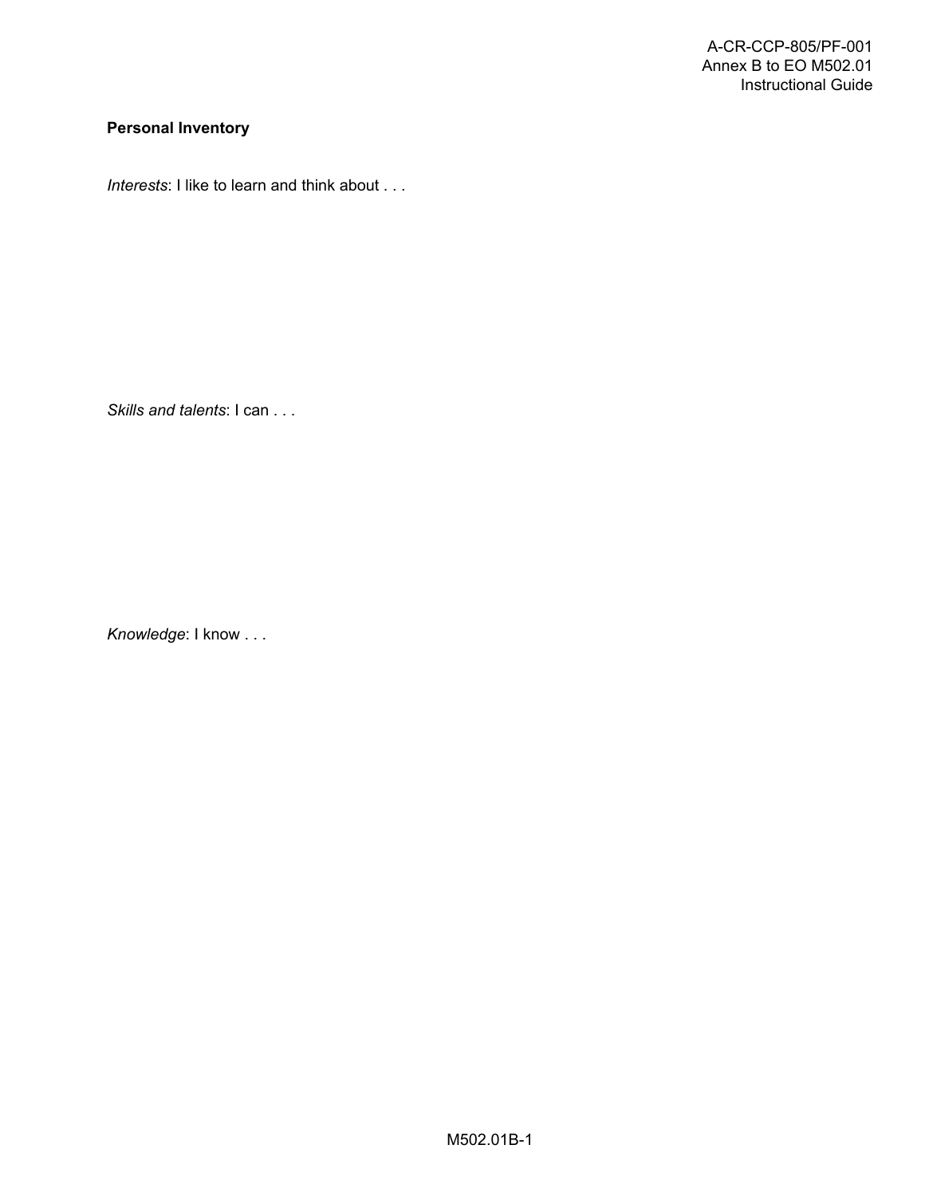**Personal Inventory**

*Interests*: I like to learn and think about . . .

*Skills and talents*: I can . . .

*Knowledge*: I know . . .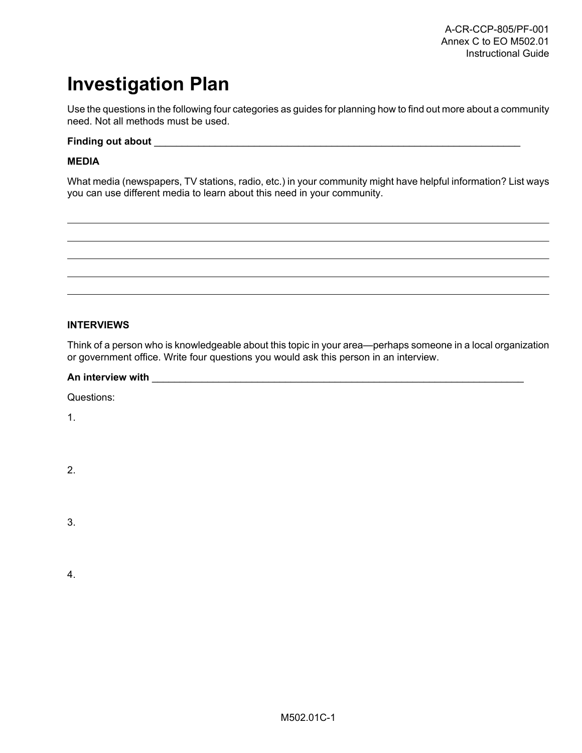# Investigation Plan

Use the questions in the following four categories as guides for planning how to find out more about a community need. Not all methods must be used.

**Finding out about** ______________________________________________________________________

**MEDIA**

What media (newspapers, TV stations, radio, etc.) in your community might have helpful information? List ways you can use different media to learn about this need in your community.

_____________________________________________________________________________________

_____________________________________________________________________________________

_____________________________________________________________________________________

_____________________________________________________________________________________

_____________________________________________________________________________________

**INTERVIEWS**

Think of a person who is knowledgeable about this topic in your area—perhaps someone in a local organization or government office. Write four questions you would ask this person in an interview.

**An interview with** ______________________________________________________________________

Questions:

1.

2.

3.

4.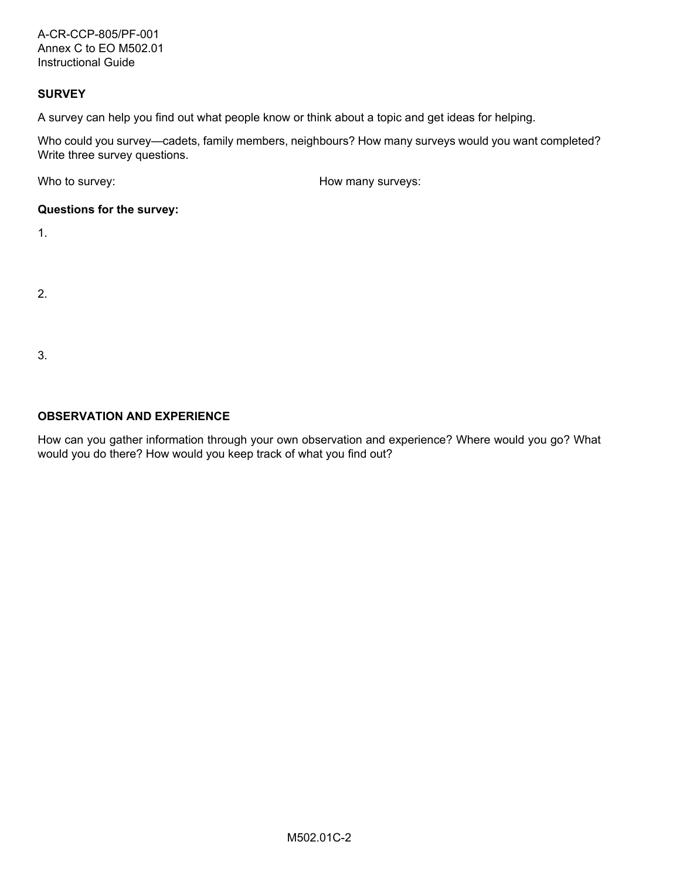## SURVEY

A survey can help you find out what people know or think about a topic and get ideas for helping.

Who could you survey—cadets, family members, neighbours? How many surveys would you want completed? Write three survey questions.

Who to survey: How many surveys:

**Questions for the survey:**

1.

2.

3.

## OBSERVATION AND EXPERIENCE

How can you gather information through your own observation and experience? Where would you go? What would you do there? How would you keep track of what you find out?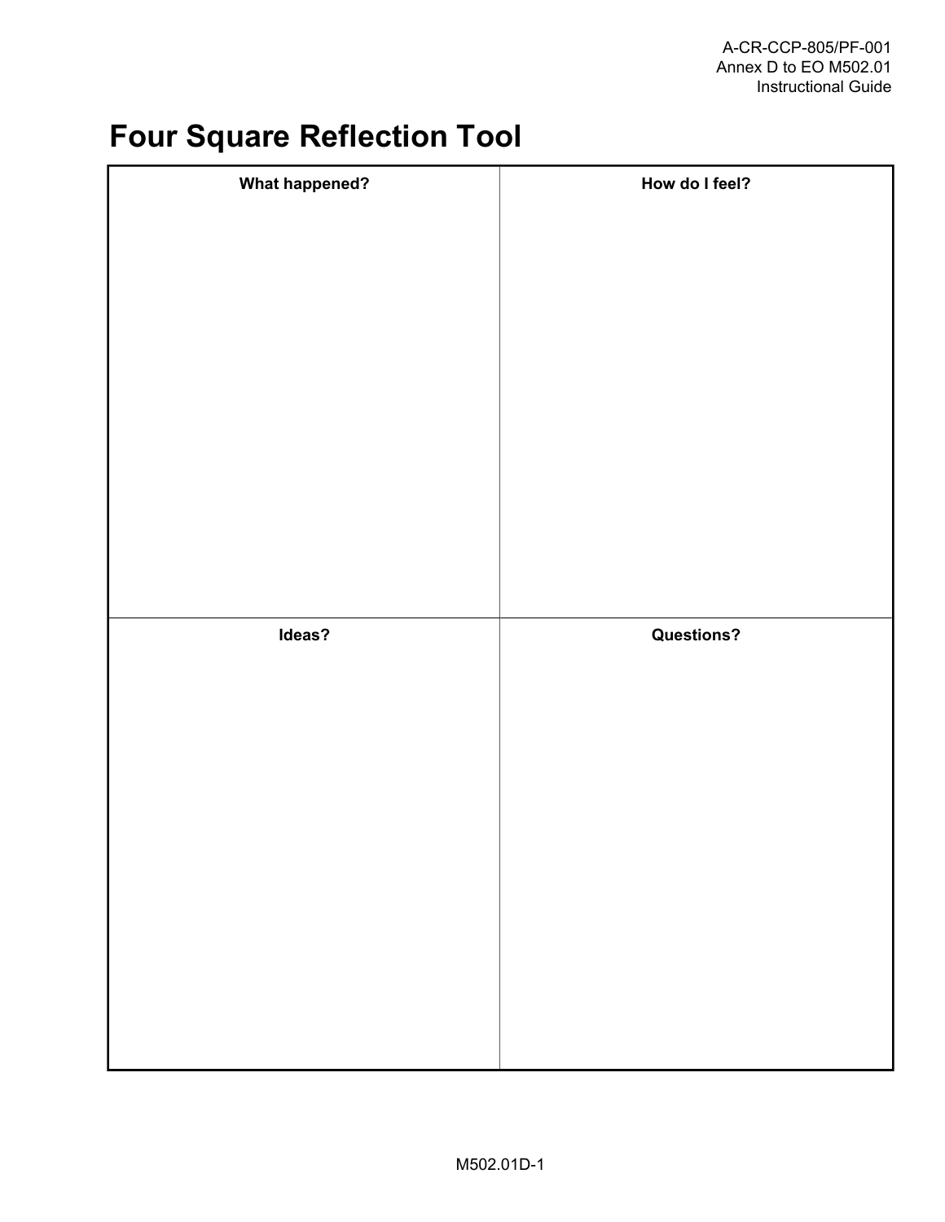# Four Square Reflection Tool

| What happened? | How do I feel? |
| --- | --- |
| | |
| **Ideas?** | **Questions?** |
| | |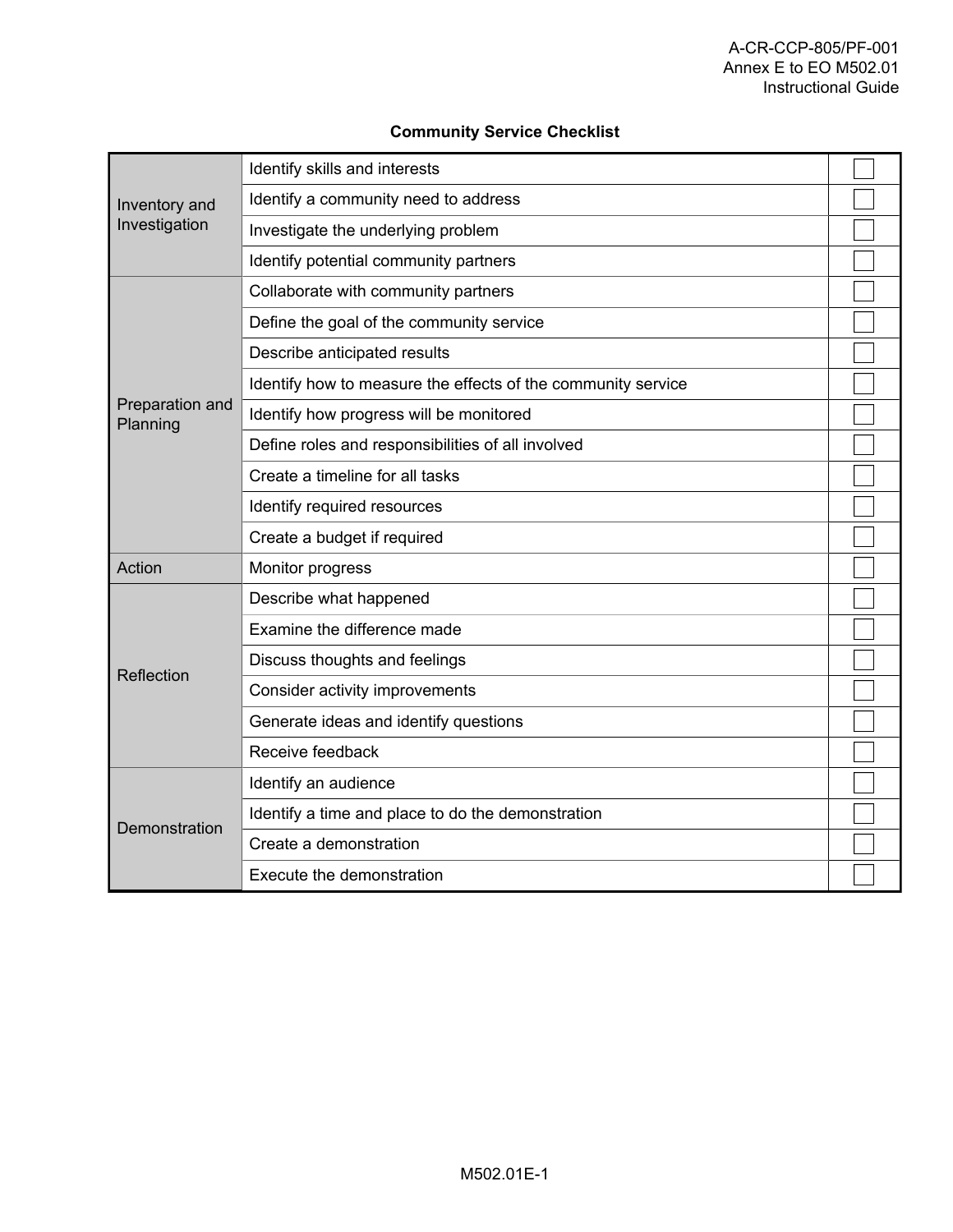A-CR-CCP-805/PF-001
Annex E to EO M502.01
Instructional Guide

**Community Service Checklist**

| | | |
|---|---|---|
| Inventory and Investigation | Identify skills and interests | ☐ |
| | Identify a community need to address | ☐ |
| | Investigate the underlying problem | ☐ |
| | Identify potential community partners | ☐ |
| Preparation and Planning | Collaborate with community partners | ☐ |
| | Define the goal of the community service | ☐ |
| | Describe anticipated results | ☐ |
| | Identify how to measure the effects of the community service | ☐ |
| | Identify how progress will be monitored | ☐ |
| | Define roles and responsibilities of all involved | ☐ |
| | Create a timeline for all tasks | ☐ |
| | Identify required resources | ☐ |
| | Create a budget if required | ☐ |
| Action | Monitor progress | ☐ |
| Reflection | Describe what happened | ☐ |
| | Examine the difference made | ☐ |
| | Discuss thoughts and feelings | ☐ |
| | Consider activity improvements | ☐ |
| | Generate ideas and identify questions | ☐ |
| | Receive feedback | ☐ |
| Demonstration | Identify an audience | ☐ |
| | Identify a time and place to do the demonstration | ☐ |
| | Create a demonstration | ☐ |
| | Execute the demonstration | ☐ |

M502.01E-1